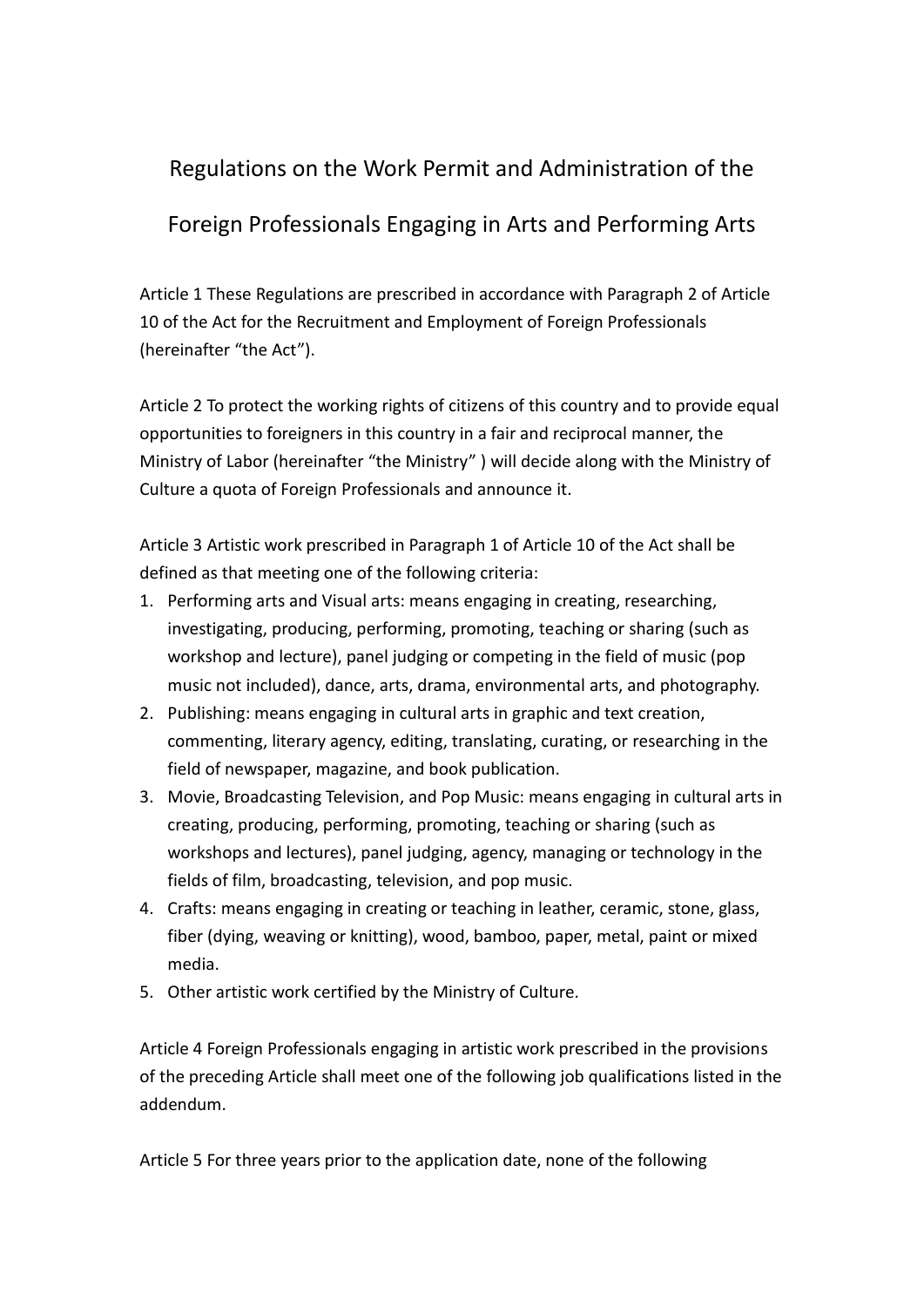# Regulations on the Work Permit and Administration of the Foreign Professionals Engaging in Arts and Performing Arts

Article 1 These Regulations are prescribed in accordance with Paragraph 2 of Article 10 of the Act for the Recruitment and Employment of Foreign Professionals (hereinafter "the Act").

Article 2 To protect the working rights of citizens of this country and to provide equal opportunities to foreigners in this country in a fair and reciprocal manner, the Ministry of Labor (hereinafter "the Ministry" ) will decide along with the Ministry of Culture a quota of Foreign Professionals and announce it.

Article 3 Artistic work prescribed in Paragraph 1 of Article 10 of the Act shall be defined as that meeting one of the following criteria:

1. Performing arts and Visual arts: means engaging in creating, researching, investigating, producing, performing, promoting, teaching or sharing (such as workshop and lecture), panel judging or competing in the field of music (pop music not included), dance, arts, drama, environmental arts, and photography.
2. Publishing: means engaging in cultural arts in graphic and text creation, commenting, literary agency, editing, translating, curating, or researching in the field of newspaper, magazine, and book publication.
3. Movie, Broadcasting Television, and Pop Music: means engaging in cultural arts in creating, producing, performing, promoting, teaching or sharing (such as workshops and lectures), panel judging, agency, managing or technology in the fields of film, broadcasting, television, and pop music.
4. Crafts: means engaging in creating or teaching in leather, ceramic, stone, glass, fiber (dying, weaving or knitting), wood, bamboo, paper, metal, paint or mixed media.
5. Other artistic work certified by the Ministry of Culture.

Article 4 Foreign Professionals engaging in artistic work prescribed in the provisions of the preceding Article shall meet one of the following job qualifications listed in the addendum.

Article 5 For three years prior to the application date, none of the following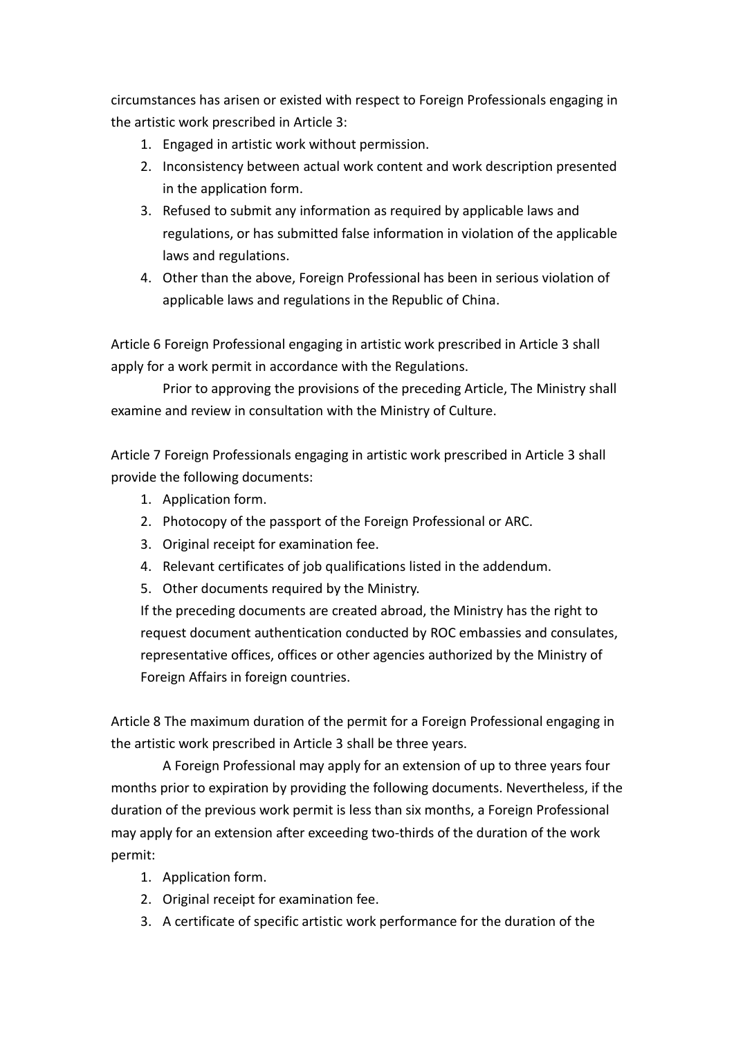circumstances has arisen or existed with respect to Foreign Professionals engaging in the artistic work prescribed in Article 3:

1. Engaged in artistic work without permission.
2. Inconsistency between actual work content and work description presented in the application form.
3. Refused to submit any information as required by applicable laws and regulations, or has submitted false information in violation of the applicable laws and regulations.
4. Other than the above, Foreign Professional has been in serious violation of applicable laws and regulations in the Republic of China.

Article 6 Foreign Professional engaging in artistic work prescribed in Article 3 shall apply for a work permit in accordance with the Regulations.

Prior to approving the provisions of the preceding Article, The Ministry shall examine and review in consultation with the Ministry of Culture.

Article 7 Foreign Professionals engaging in artistic work prescribed in Article 3 shall provide the following documents:

1. Application form.
2. Photocopy of the passport of the Foreign Professional or ARC.
3. Original receipt for examination fee.
4. Relevant certificates of job qualifications listed in the addendum.
5. Other documents required by the Ministry.

If the preceding documents are created abroad, the Ministry has the right to request document authentication conducted by ROC embassies and consulates, representative offices, offices or other agencies authorized by the Ministry of Foreign Affairs in foreign countries.

Article 8 The maximum duration of the permit for a Foreign Professional engaging in the artistic work prescribed in Article 3 shall be three years.

A Foreign Professional may apply for an extension of up to three years four months prior to expiration by providing the following documents. Nevertheless, if the duration of the previous work permit is less than six months, a Foreign Professional may apply for an extension after exceeding two-thirds of the duration of the work permit:

1. Application form.
2. Original receipt for examination fee.
3. A certificate of specific artistic work performance for the duration of the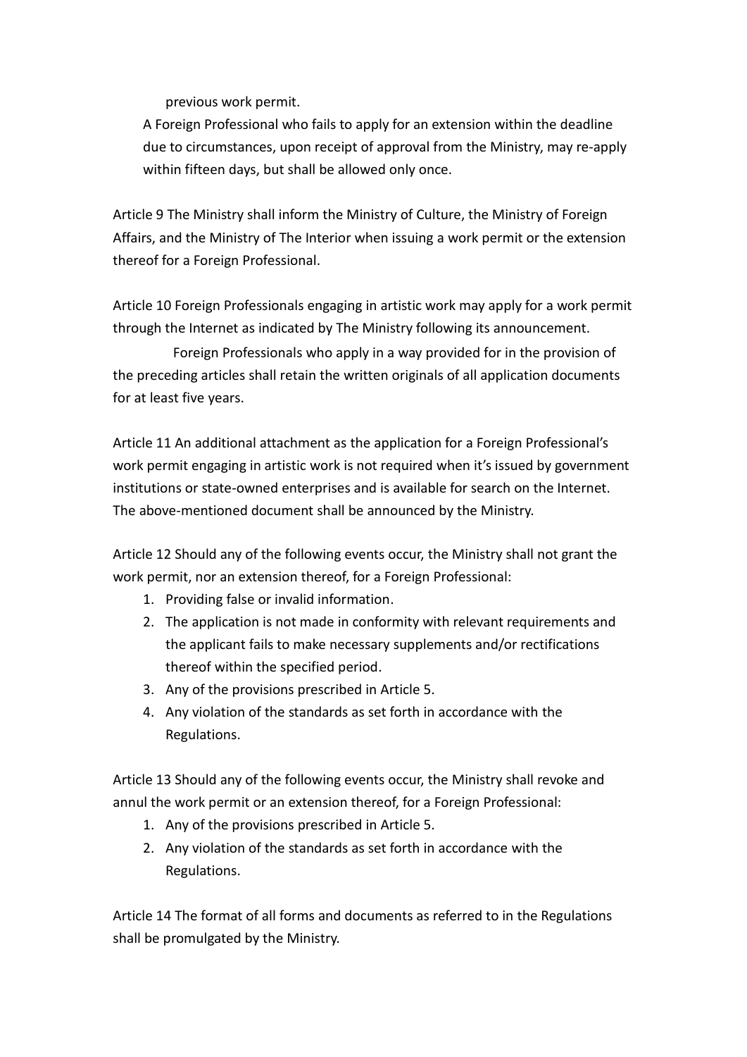previous work permit.

A Foreign Professional who fails to apply for an extension within the deadline due to circumstances, upon receipt of approval from the Ministry, may re-apply within fifteen days, but shall be allowed only once.

Article 9 The Ministry shall inform the Ministry of Culture, the Ministry of Foreign Affairs, and the Ministry of The Interior when issuing a work permit or the extension thereof for a Foreign Professional.

Article 10 Foreign Professionals engaging in artistic work may apply for a work permit through the Internet as indicated by The Ministry following its announcement.

Foreign Professionals who apply in a way provided for in the provision of the preceding articles shall retain the written originals of all application documents for at least five years.

Article 11 An additional attachment as the application for a Foreign Professional's work permit engaging in artistic work is not required when it's issued by government institutions or state-owned enterprises and is available for search on the Internet. The above-mentioned document shall be announced by the Ministry.

Article 12 Should any of the following events occur, the Ministry shall not grant the work permit, nor an extension thereof, for a Foreign Professional:

1. Providing false or invalid information.
2. The application is not made in conformity with relevant requirements and the applicant fails to make necessary supplements and/or rectifications thereof within the specified period.
3. Any of the provisions prescribed in Article 5.
4. Any violation of the standards as set forth in accordance with the Regulations.

Article 13 Should any of the following events occur, the Ministry shall revoke and annul the work permit or an extension thereof, for a Foreign Professional:

1. Any of the provisions prescribed in Article 5.
2. Any violation of the standards as set forth in accordance with the Regulations.

Article 14 The format of all forms and documents as referred to in the Regulations shall be promulgated by the Ministry.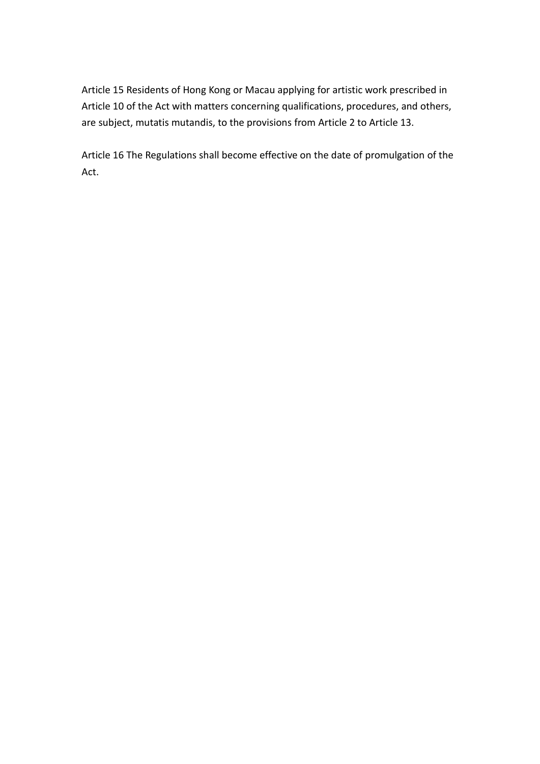Article 15 Residents of Hong Kong or Macau applying for artistic work prescribed in Article 10 of the Act with matters concerning qualifications, procedures, and others, are subject, mutatis mutandis, to the provisions from Article 2 to Article 13.

Article 16 The Regulations shall become effective on the date of promulgation of the Act.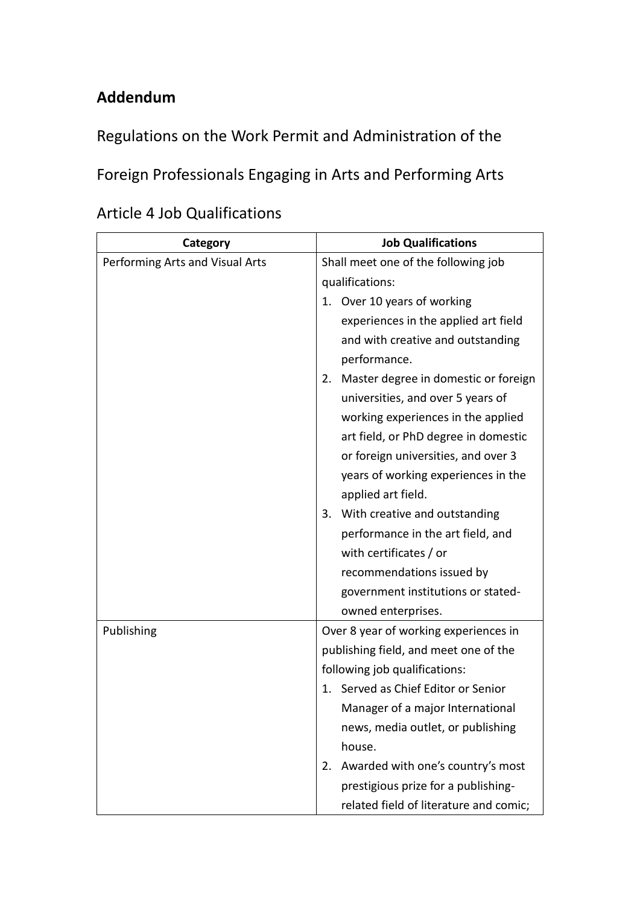## Addendum

Regulations on the Work Permit and Administration of the Foreign Professionals Engaging in Arts and Performing Arts

Article 4 Job Qualifications

| Category | Job Qualifications |
| --- | --- |
| Performing Arts and Visual Arts | Shall meet one of the following job qualifications:<br>1. Over 10 years of working experiences in the applied art field and with creative and outstanding performance.<br>2. Master degree in domestic or foreign universities, and over 5 years of working experiences in the applied art field, or PhD degree in domestic or foreign universities, and over 3 years of working experiences in the applied art field.<br>3. With creative and outstanding performance in the art field, and with certificates / or recommendations issued by government institutions or stated-owned enterprises. |
| Publishing | Over 8 year of working experiences in publishing field, and meet one of the following job qualifications:<br>1. Served as Chief Editor or Senior Manager of a major International news, media outlet, or publishing house.<br>2. Awarded with one's country's most prestigious prize for a publishing-related field of literature and comic; |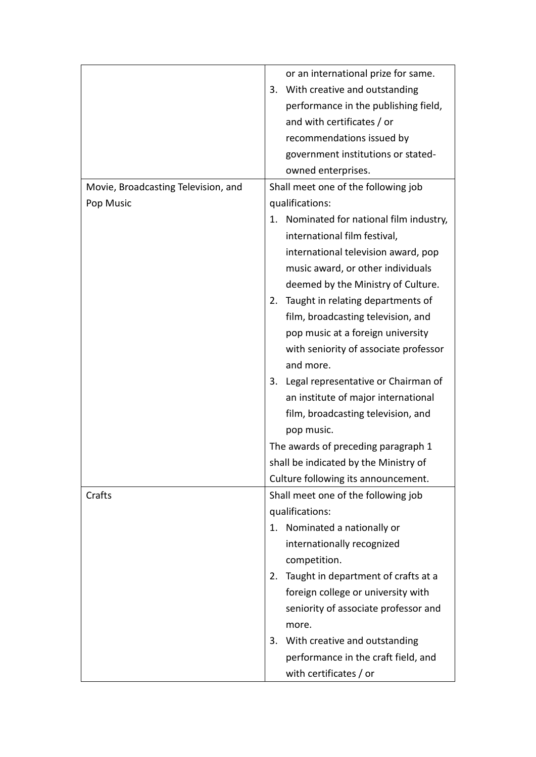| | |
|---|---|
| | or an international prize for same.<br>3. With creative and outstanding performance in the publishing field, and with certificates / or recommendations issued by government institutions or stated-owned enterprises. |
| Movie, Broadcasting Television, and Pop Music | Shall meet one of the following job qualifications:<br>1. Nominated for national film industry, international film festival, international television award, pop music award, or other individuals deemed by the Ministry of Culture.<br>2. Taught in relating departments of film, broadcasting television, and pop music at a foreign university with seniority of associate professor and more.<br>3. Legal representative or Chairman of an institute of major international film, broadcasting television, and pop music.<br>The awards of preceding paragraph 1 shall be indicated by the Ministry of Culture following its announcement. |
| Crafts | Shall meet one of the following job qualifications:<br>1. Nominated a nationally or internationally recognized competition.<br>2. Taught in department of crafts at a foreign college or university with seniority of associate professor and more.<br>3. With creative and outstanding performance in the craft field, and with certificates / or |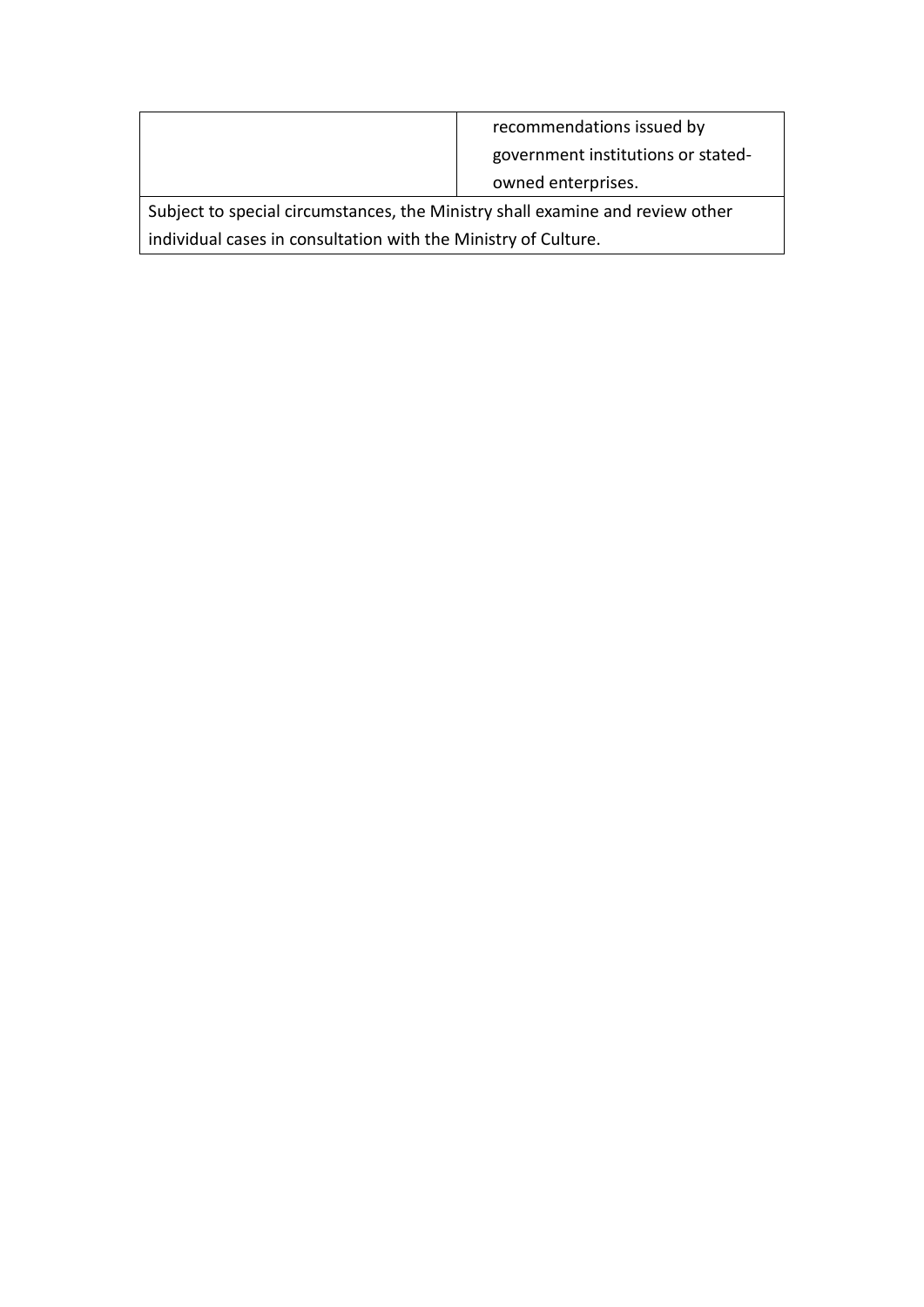| | |
|---|---|
| | recommendations issued by government institutions or stated-owned enterprises. |
| Subject to special circumstances, the Ministry shall examine and review other individual cases in consultation with the Ministry of Culture. | |